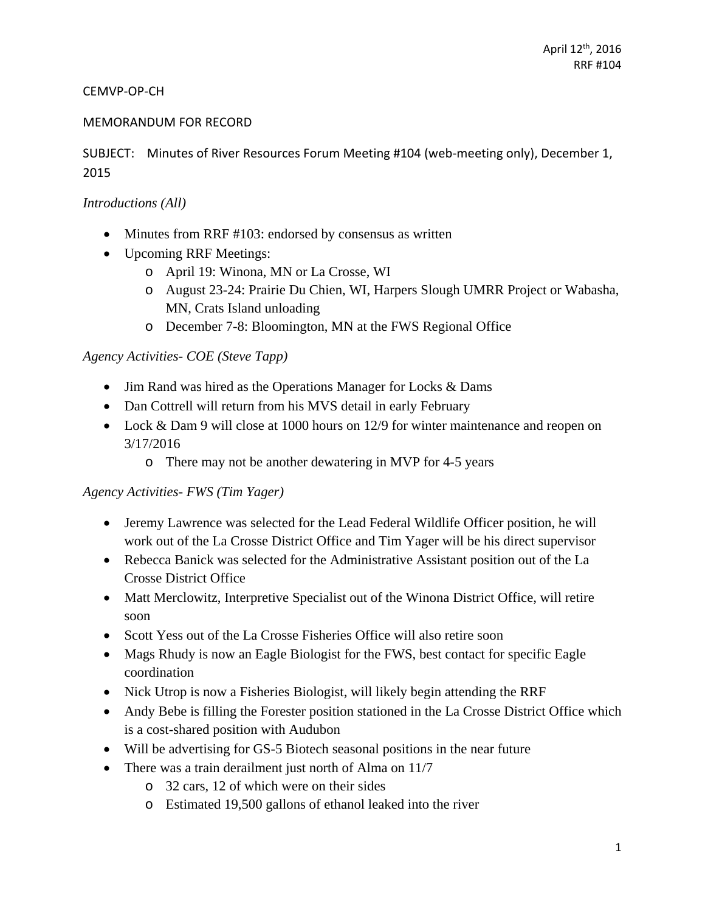April 12th, 2016
RRF #104

CEMVP-OP-CH

MEMORANDUM FOR RECORD

SUBJECT: Minutes of River Resources Forum Meeting #104 (web-meeting only), December 1, 2015

*Introductions (All)*

- Minutes from RRF #103: endorsed by consensus as written
- Upcoming RRF Meetings:
  - April 19: Winona, MN or La Crosse, WI
  - August 23-24: Prairie Du Chien, WI, Harpers Slough UMRR Project or Wabasha, MN, Crats Island unloading
  - December 7-8: Bloomington, MN at the FWS Regional Office

*Agency Activities- COE (Steve Tapp)*

- Jim Rand was hired as the Operations Manager for Locks & Dams
- Dan Cottrell will return from his MVS detail in early February
- Lock & Dam 9 will close at 1000 hours on 12/9 for winter maintenance and reopen on 3/17/2016
  - There may not be another dewatering in MVP for 4-5 years

*Agency Activities- FWS (Tim Yager)*

- Jeremy Lawrence was selected for the Lead Federal Wildlife Officer position, he will work out of the La Crosse District Office and Tim Yager will be his direct supervisor
- Rebecca Banick was selected for the Administrative Assistant position out of the La Crosse District Office
- Matt Merclowitz, Interpretive Specialist out of the Winona District Office, will retire soon
- Scott Yess out of the La Crosse Fisheries Office will also retire soon
- Mags Rhudy is now an Eagle Biologist for the FWS, best contact for specific Eagle coordination
- Nick Utrop is now a Fisheries Biologist, will likely begin attending the RRF
- Andy Bebe is filling the Forester position stationed in the La Crosse District Office which is a cost-shared position with Audubon
- Will be advertising for GS-5 Biotech seasonal positions in the near future
- There was a train derailment just north of Alma on 11/7
  - 32 cars, 12 of which were on their sides
  - Estimated 19,500 gallons of ethanol leaked into the river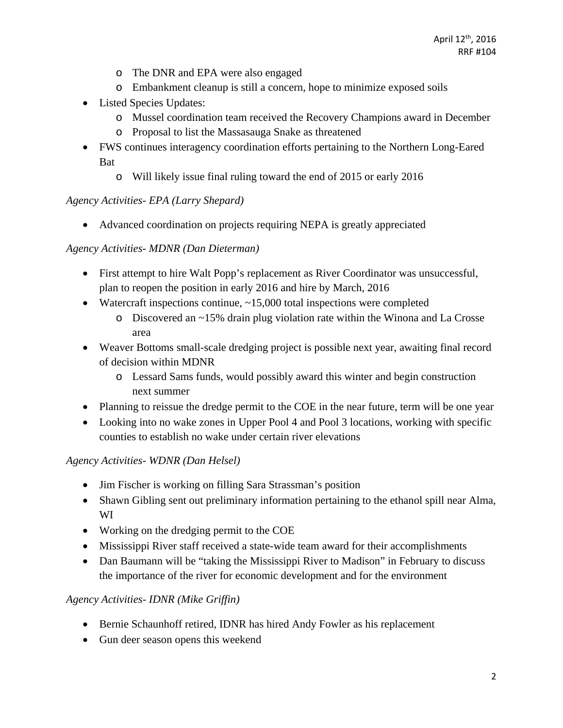- The DNR and EPA were also engaged
    - Embankment cleanup is still a concern, hope to minimize exposed soils
- Listed Species Updates:
    - Mussel coordination team received the Recovery Champions award in December
    - Proposal to list the Massasauga Snake as threatened
- FWS continues interagency coordination efforts pertaining to the Northern Long-Eared Bat
    - Will likely issue final ruling toward the end of 2015 or early 2016

*Agency Activities- EPA (Larry Shepard)*

- Advanced coordination on projects requiring NEPA is greatly appreciated

*Agency Activities- MDNR (Dan Dieterman)*

- First attempt to hire Walt Popp's replacement as River Coordinator was unsuccessful, plan to reopen the position in early 2016 and hire by March, 2016
- Watercraft inspections continue, ~15,000 total inspections were completed
    - Discovered an ~15% drain plug violation rate within the Winona and La Crosse area
- Weaver Bottoms small-scale dredging project is possible next year, awaiting final record of decision within MDNR
    - Lessard Sams funds, would possibly award this winter and begin construction next summer
- Planning to reissue the dredge permit to the COE in the near future, term will be one year
- Looking into no wake zones in Upper Pool 4 and Pool 3 locations, working with specific counties to establish no wake under certain river elevations

*Agency Activities- WDNR (Dan Helsel)*

- Jim Fischer is working on filling Sara Strassman's position
- Shawn Gibling sent out preliminary information pertaining to the ethanol spill near Alma, WI
- Working on the dredging permit to the COE
- Mississippi River staff received a state-wide team award for their accomplishments
- Dan Baumann will be "taking the Mississippi River to Madison" in February to discuss the importance of the river for economic development and for the environment

*Agency Activities- IDNR (Mike Griffin)*

- Bernie Schaunhoff retired, IDNR has hired Andy Fowler as his replacement
- Gun deer season opens this weekend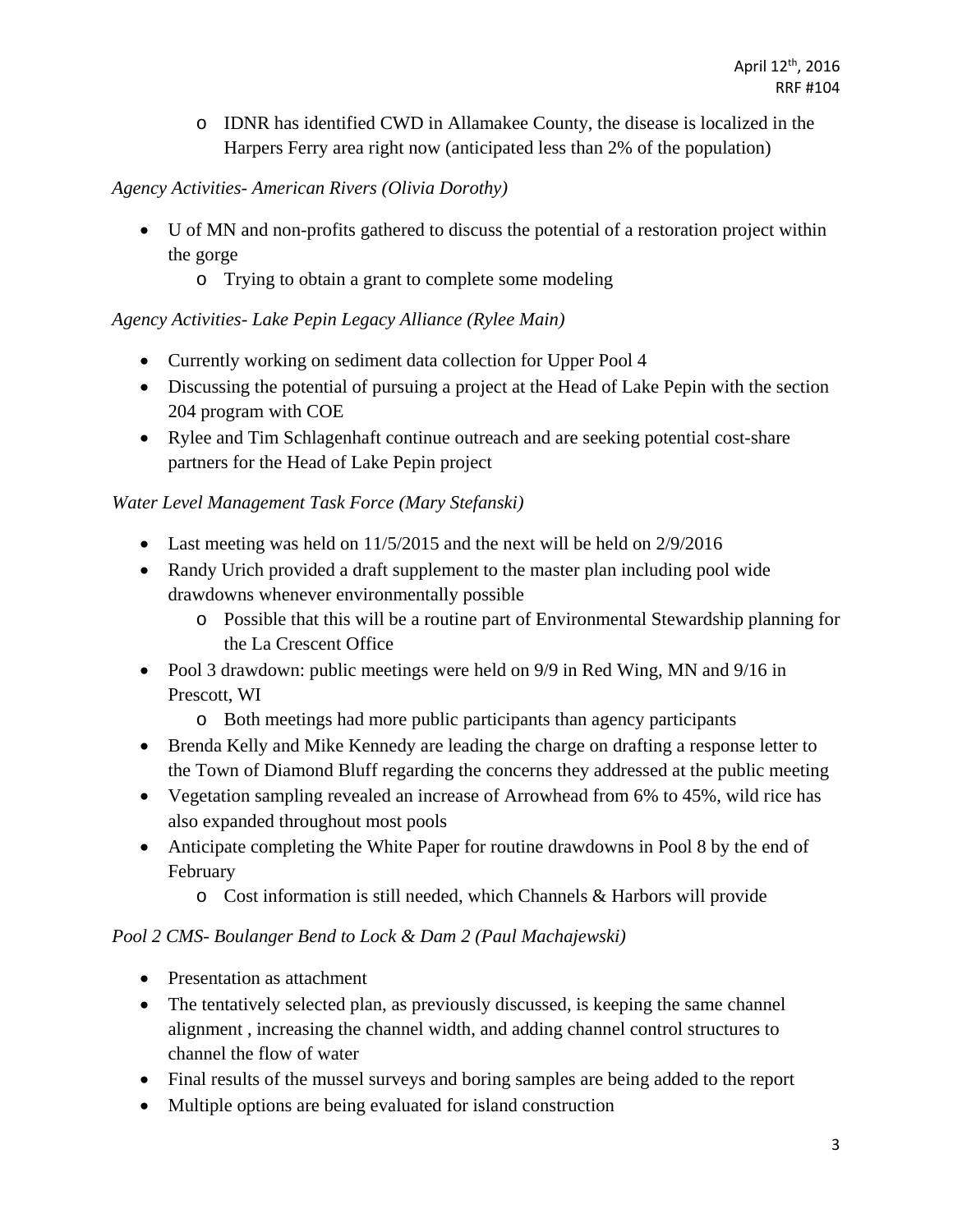- IDNR has identified CWD in Allamakee County, the disease is localized in the Harpers Ferry area right now (anticipated less than 2% of the population)

*Agency Activities- American Rivers (Olivia Dorothy)*

- U of MN and non-profits gathered to discuss the potential of a restoration project within the gorge
    - Trying to obtain a grant to complete some modeling

*Agency Activities- Lake Pepin Legacy Alliance (Rylee Main)*

- Currently working on sediment data collection for Upper Pool 4
- Discussing the potential of pursuing a project at the Head of Lake Pepin with the section 204 program with COE
- Rylee and Tim Schlagenhaft continue outreach and are seeking potential cost-share partners for the Head of Lake Pepin project

*Water Level Management Task Force (Mary Stefanski)*

- Last meeting was held on 11/5/2015 and the next will be held on 2/9/2016
- Randy Urich provided a draft supplement to the master plan including pool wide drawdowns whenever environmentally possible
    - Possible that this will be a routine part of Environmental Stewardship planning for the La Crescent Office
- Pool 3 drawdown: public meetings were held on 9/9 in Red Wing, MN and 9/16 in Prescott, WI
    - Both meetings had more public participants than agency participants
- Brenda Kelly and Mike Kennedy are leading the charge on drafting a response letter to the Town of Diamond Bluff regarding the concerns they addressed at the public meeting
- Vegetation sampling revealed an increase of Arrowhead from 6% to 45%, wild rice has also expanded throughout most pools
- Anticipate completing the White Paper for routine drawdowns in Pool 8 by the end of February
    - Cost information is still needed, which Channels & Harbors will provide

*Pool 2 CMS- Boulanger Bend to Lock & Dam 2 (Paul Machajewski)*

- Presentation as attachment
- The tentatively selected plan, as previously discussed, is keeping the same channel alignment , increasing the channel width, and adding channel control structures to channel the flow of water
- Final results of the mussel surveys and boring samples are being added to the report
- Multiple options are being evaluated for island construction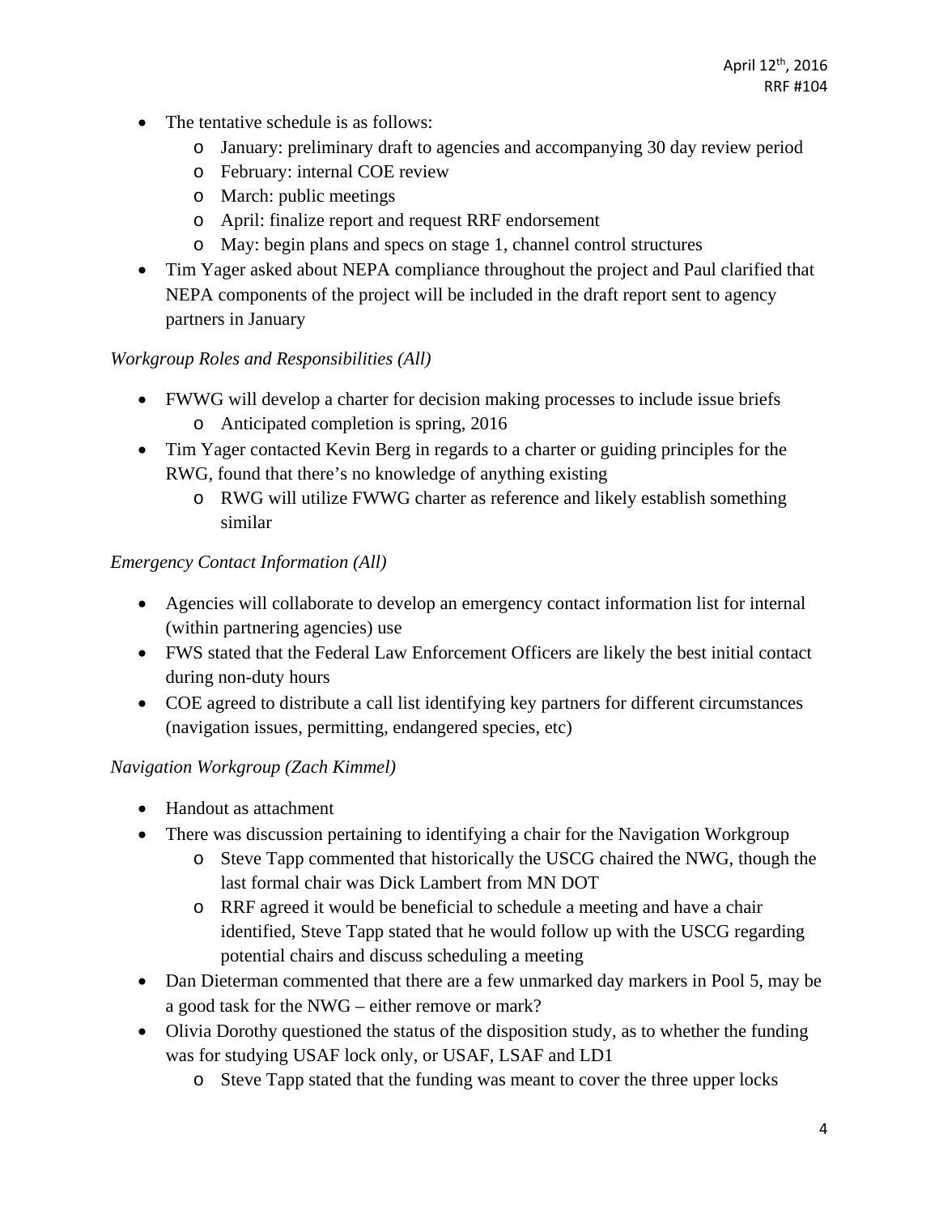- The tentative schedule is as follows:
  - January: preliminary draft to agencies and accompanying 30 day review period
  - February: internal COE review
  - March: public meetings
  - April: finalize report and request RRF endorsement
  - May: begin plans and specs on stage 1, channel control structures
- Tim Yager asked about NEPA compliance throughout the project and Paul clarified that NEPA components of the project will be included in the draft report sent to agency partners in January

*Workgroup Roles and Responsibilities (All)*

- FWWG will develop a charter for decision making processes to include issue briefs
  - Anticipated completion is spring, 2016
- Tim Yager contacted Kevin Berg in regards to a charter or guiding principles for the RWG, found that there's no knowledge of anything existing
  - RWG will utilize FWWG charter as reference and likely establish something similar

*Emergency Contact Information (All)*

- Agencies will collaborate to develop an emergency contact information list for internal (within partnering agencies) use
- FWS stated that the Federal Law Enforcement Officers are likely the best initial contact during non-duty hours
- COE agreed to distribute a call list identifying key partners for different circumstances (navigation issues, permitting, endangered species, etc)

*Navigation Workgroup (Zach Kimmel)*

- Handout as attachment
- There was discussion pertaining to identifying a chair for the Navigation Workgroup
  - Steve Tapp commented that historically the USCG chaired the NWG, though the last formal chair was Dick Lambert from MN DOT
  - RRF agreed it would be beneficial to schedule a meeting and have a chair identified, Steve Tapp stated that he would follow up with the USCG regarding potential chairs and discuss scheduling a meeting
- Dan Dieterman commented that there are a few unmarked day markers in Pool 5, may be a good task for the NWG – either remove or mark?
- Olivia Dorothy questioned the status of the disposition study, as to whether the funding was for studying USAF lock only, or USAF, LSAF and LD1
  - Steve Tapp stated that the funding was meant to cover the three upper locks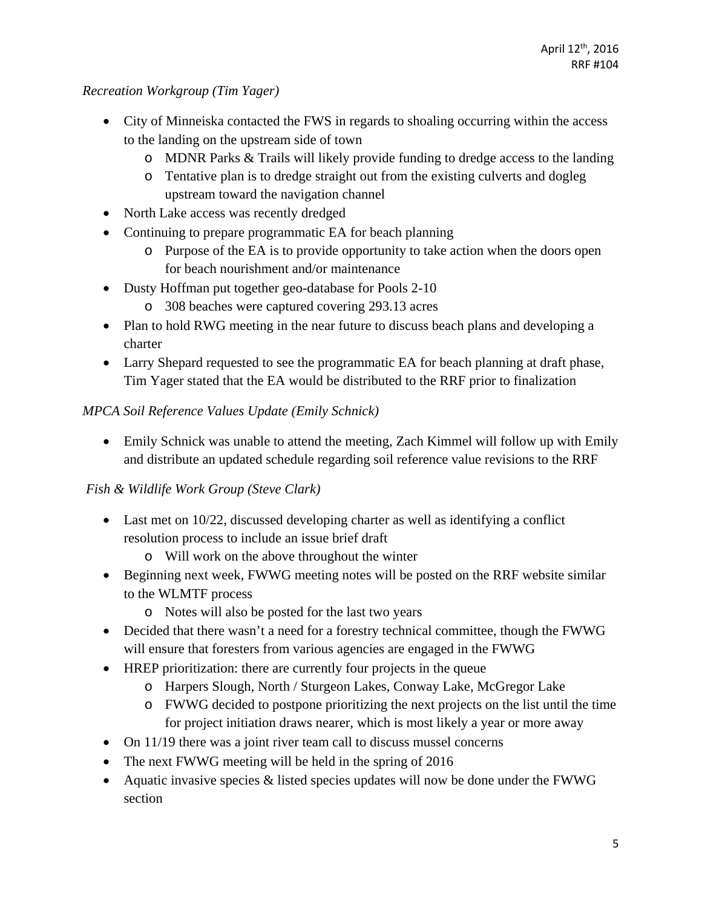*Recreation Workgroup (Tim Yager)*

- City of Minneiska contacted the FWS in regards to shoaling occurring within the access to the landing on the upstream side of town
  - MDNR Parks & Trails will likely provide funding to dredge access to the landing
  - Tentative plan is to dredge straight out from the existing culverts and dogleg upstream toward the navigation channel
- North Lake access was recently dredged
- Continuing to prepare programmatic EA for beach planning
  - Purpose of the EA is to provide opportunity to take action when the doors open for beach nourishment and/or maintenance
- Dusty Hoffman put together geo-database for Pools 2-10
  - 308 beaches were captured covering 293.13 acres
- Plan to hold RWG meeting in the near future to discuss beach plans and developing a charter
- Larry Shepard requested to see the programmatic EA for beach planning at draft phase, Tim Yager stated that the EA would be distributed to the RRF prior to finalization

*MPCA Soil Reference Values Update (Emily Schnick)*

- Emily Schnick was unable to attend the meeting, Zach Kimmel will follow up with Emily and distribute an updated schedule regarding soil reference value revisions to the RRF

*Fish & Wildlife Work Group (Steve Clark)*

- Last met on 10/22, discussed developing charter as well as identifying a conflict resolution process to include an issue brief draft
  - Will work on the above throughout the winter
- Beginning next week, FWWG meeting notes will be posted on the RRF website similar to the WLMTF process
  - Notes will also be posted for the last two years
- Decided that there wasn't a need for a forestry technical committee, though the FWWG will ensure that foresters from various agencies are engaged in the FWWG
- HREP prioritization: there are currently four projects in the queue
  - Harpers Slough, North / Sturgeon Lakes, Conway Lake, McGregor Lake
  - FWWG decided to postpone prioritizing the next projects on the list until the time for project initiation draws nearer, which is most likely a year or more away
- On 11/19 there was a joint river team call to discuss mussel concerns
- The next FWWG meeting will be held in the spring of 2016
- Aquatic invasive species & listed species updates will now be done under the FWWG section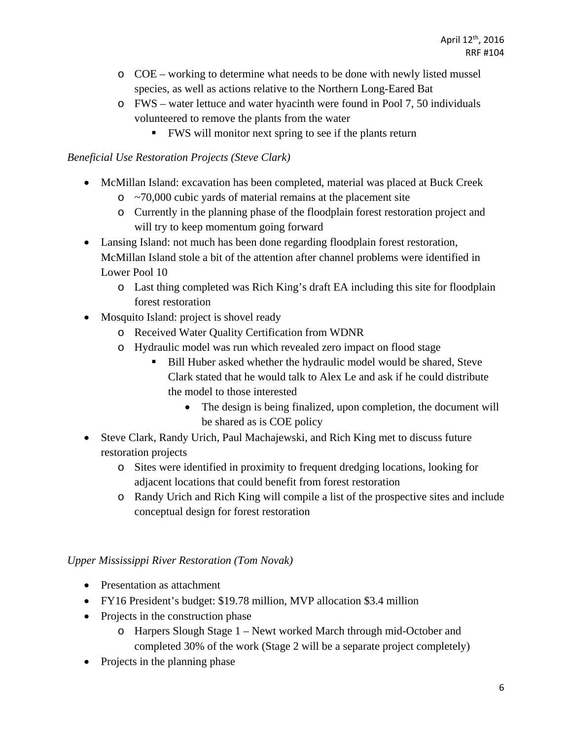- COE – working to determine what needs to be done with newly listed mussel species, as well as actions relative to the Northern Long-Eared Bat
  - FWS – water lettuce and water hyacinth were found in Pool 7, 50 individuals volunteered to remove the plants from the water
    - FWS will monitor next spring to see if the plants return

*Beneficial Use Restoration Projects (Steve Clark)*

- McMillan Island: excavation has been completed, material was placed at Buck Creek
  - ~70,000 cubic yards of material remains at the placement site
  - Currently in the planning phase of the floodplain forest restoration project and will try to keep momentum going forward
- Lansing Island: not much has been done regarding floodplain forest restoration, McMillan Island stole a bit of the attention after channel problems were identified in Lower Pool 10
  - Last thing completed was Rich King's draft EA including this site for floodplain forest restoration
- Mosquito Island: project is shovel ready
  - Received Water Quality Certification from WDNR
  - Hydraulic model was run which revealed zero impact on flood stage
    - Bill Huber asked whether the hydraulic model would be shared, Steve Clark stated that he would talk to Alex Le and ask if he could distribute the model to those interested
      - The design is being finalized, upon completion, the document will be shared as is COE policy
- Steve Clark, Randy Urich, Paul Machajewski, and Rich King met to discuss future restoration projects
  - Sites were identified in proximity to frequent dredging locations, looking for adjacent locations that could benefit from forest restoration
  - Randy Urich and Rich King will compile a list of the prospective sites and include conceptual design for forest restoration

*Upper Mississippi River Restoration (Tom Novak)*

- Presentation as attachment
- FY16 President's budget: $19.78 million, MVP allocation $3.4 million
- Projects in the construction phase
  - Harpers Slough Stage 1 – Newt worked March through mid-October and completed 30% of the work (Stage 2 will be a separate project completely)
- Projects in the planning phase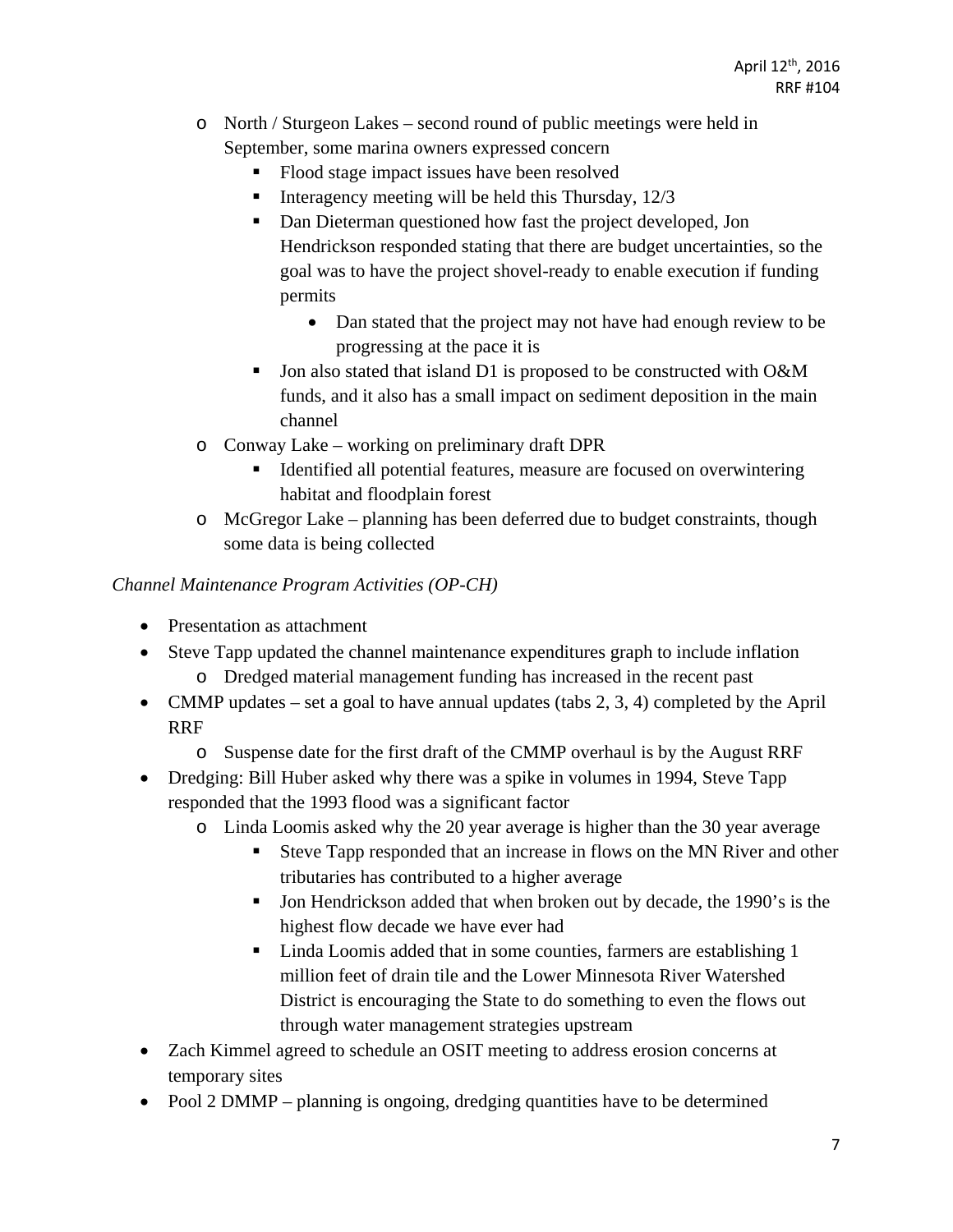- North / Sturgeon Lakes – second round of public meetings were held in September, some marina owners expressed concern
  - Flood stage impact issues have been resolved
  - Interagency meeting will be held this Thursday, 12/3
  - Dan Dieterman questioned how fast the project developed, Jon Hendrickson responded stating that there are budget uncertainties, so the goal was to have the project shovel-ready to enable execution if funding permits
    - Dan stated that the project may not have had enough review to be progressing at the pace it is
  - Jon also stated that island D1 is proposed to be constructed with O&M funds, and it also has a small impact on sediment deposition in the main channel
- Conway Lake – working on preliminary draft DPR
  - Identified all potential features, measure are focused on overwintering habitat and floodplain forest
- McGregor Lake – planning has been deferred due to budget constraints, though some data is being collected

*Channel Maintenance Program Activities (OP-CH)*

- Presentation as attachment
- Steve Tapp updated the channel maintenance expenditures graph to include inflation
  - Dredged material management funding has increased in the recent past
- CMMP updates – set a goal to have annual updates (tabs 2, 3, 4) completed by the April RRF
  - Suspense date for the first draft of the CMMP overhaul is by the August RRF
- Dredging: Bill Huber asked why there was a spike in volumes in 1994, Steve Tapp responded that the 1993 flood was a significant factor
  - Linda Loomis asked why the 20 year average is higher than the 30 year average
    - Steve Tapp responded that an increase in flows on the MN River and other tributaries has contributed to a higher average
    - Jon Hendrickson added that when broken out by decade, the 1990's is the highest flow decade we have ever had
    - Linda Loomis added that in some counties, farmers are establishing 1 million feet of drain tile and the Lower Minnesota River Watershed District is encouraging the State to do something to even the flows out through water management strategies upstream
- Zach Kimmel agreed to schedule an OSIT meeting to address erosion concerns at temporary sites
- Pool 2 DMMP – planning is ongoing, dredging quantities have to be determined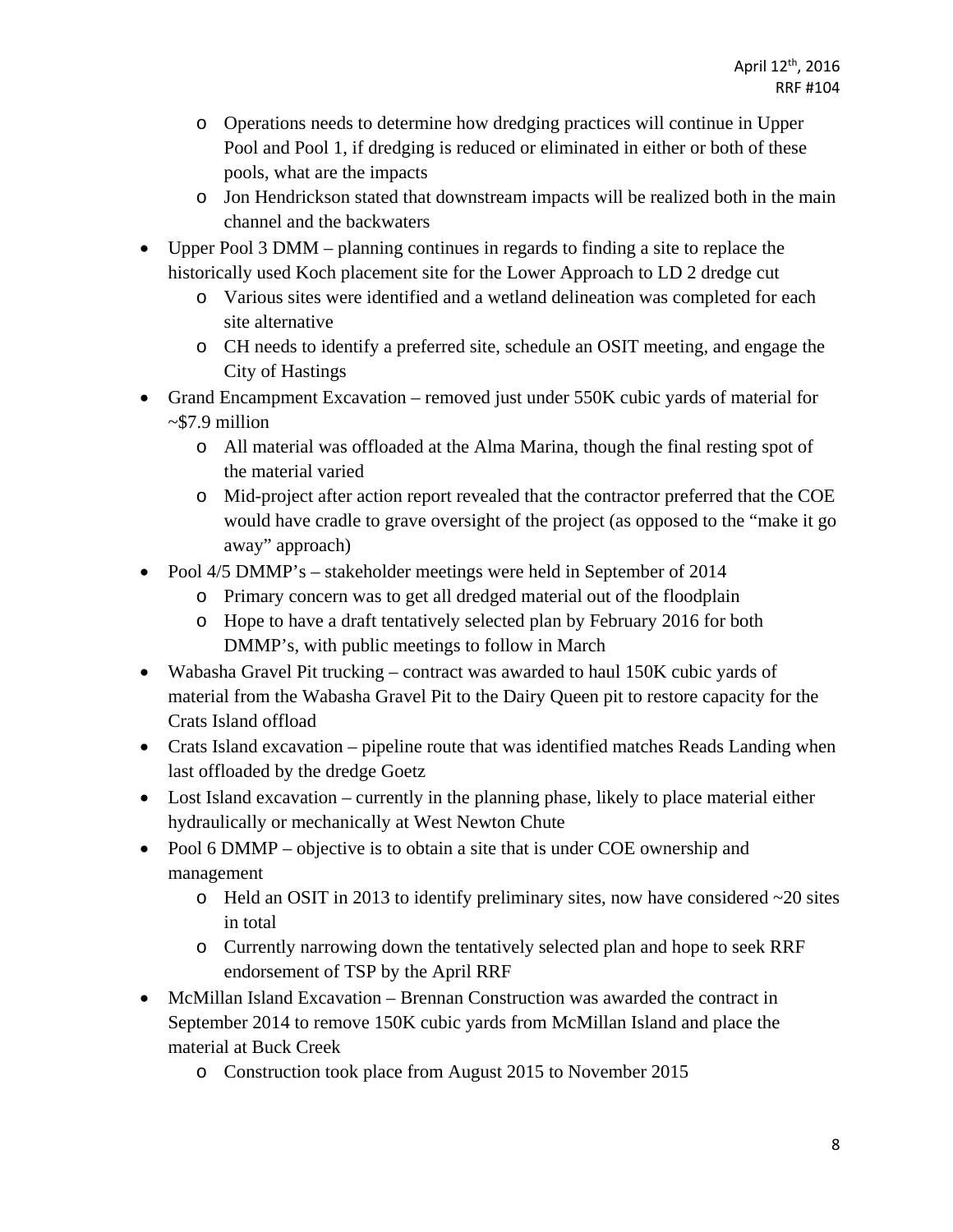- Operations needs to determine how dredging practices will continue in Upper Pool and Pool 1, if dredging is reduced or eliminated in either or both of these pools, what are the impacts
  - Jon Hendrickson stated that downstream impacts will be realized both in the main channel and the backwaters
- Upper Pool 3 DMM – planning continues in regards to finding a site to replace the historically used Koch placement site for the Lower Approach to LD 2 dredge cut
  - Various sites were identified and a wetland delineation was completed for each site alternative
  - CH needs to identify a preferred site, schedule an OSIT meeting, and engage the City of Hastings
- Grand Encampment Excavation – removed just under 550K cubic yards of material for ~$7.9 million
  - All material was offloaded at the Alma Marina, though the final resting spot of the material varied
  - Mid-project after action report revealed that the contractor preferred that the COE would have cradle to grave oversight of the project (as opposed to the "make it go away" approach)
- Pool 4/5 DMMP's – stakeholder meetings were held in September of 2014
  - Primary concern was to get all dredged material out of the floodplain
  - Hope to have a draft tentatively selected plan by February 2016 for both DMMP's, with public meetings to follow in March
- Wabasha Gravel Pit trucking – contract was awarded to haul 150K cubic yards of material from the Wabasha Gravel Pit to the Dairy Queen pit to restore capacity for the Crats Island offload
- Crats Island excavation – pipeline route that was identified matches Reads Landing when last offloaded by the dredge Goetz
- Lost Island excavation – currently in the planning phase, likely to place material either hydraulically or mechanically at West Newton Chute
- Pool 6 DMMP – objective is to obtain a site that is under COE ownership and management
  - Held an OSIT in 2013 to identify preliminary sites, now have considered ~20 sites in total
  - Currently narrowing down the tentatively selected plan and hope to seek RRF endorsement of TSP by the April RRF
- McMillan Island Excavation – Brennan Construction was awarded the contract in September 2014 to remove 150K cubic yards from McMillan Island and place the material at Buck Creek
  - Construction took place from August 2015 to November 2015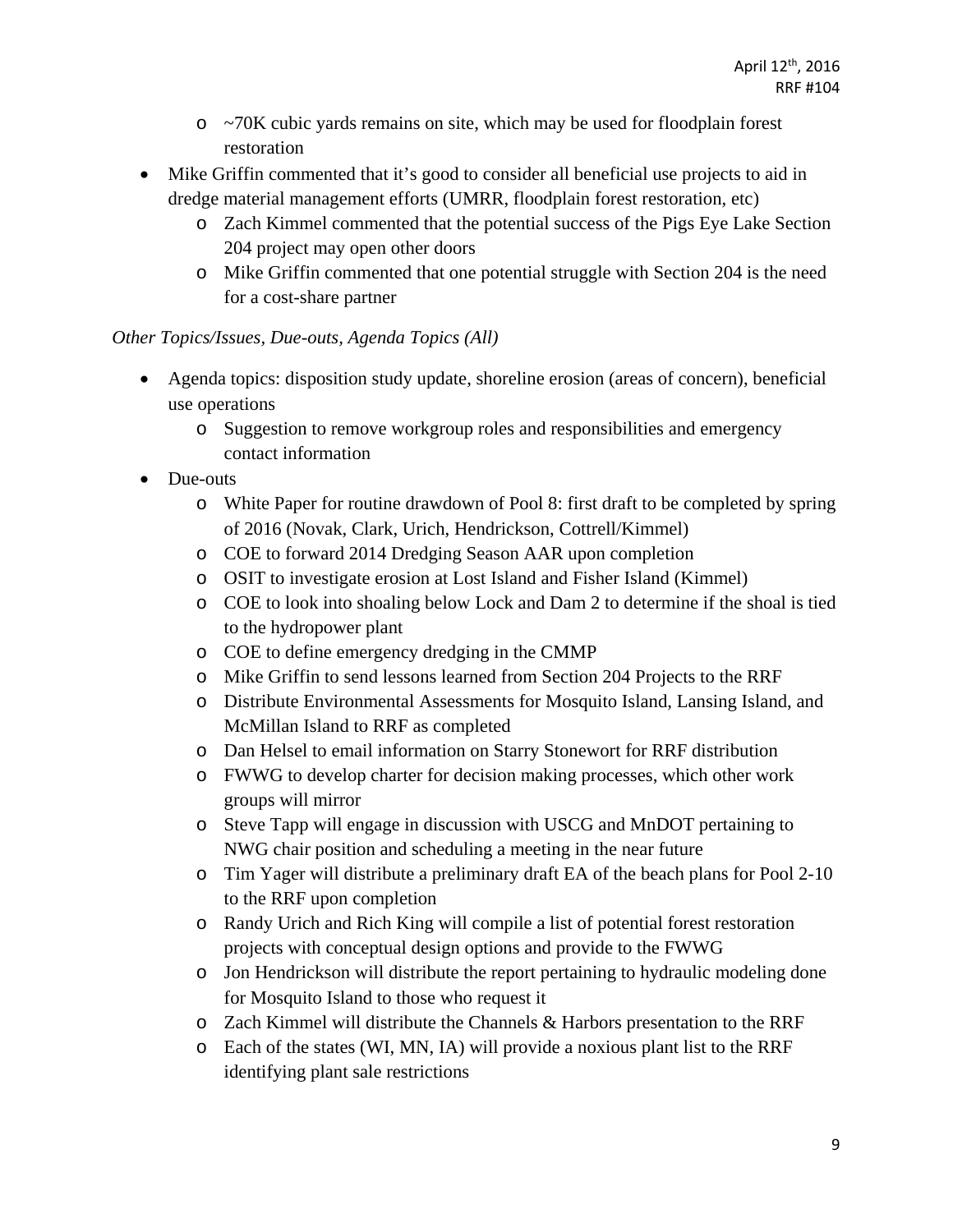- ~70K cubic yards remains on site, which may be used for floodplain forest restoration
- Mike Griffin commented that it's good to consider all beneficial use projects to aid in dredge material management efforts (UMRR, floodplain forest restoration, etc)
  - Zach Kimmel commented that the potential success of the Pigs Eye Lake Section 204 project may open other doors
  - Mike Griffin commented that one potential struggle with Section 204 is the need for a cost-share partner

*Other Topics/Issues, Due-outs, Agenda Topics (All)*

- Agenda topics: disposition study update, shoreline erosion (areas of concern), beneficial use operations
  - Suggestion to remove workgroup roles and responsibilities and emergency contact information
- Due-outs
  - White Paper for routine drawdown of Pool 8: first draft to be completed by spring of 2016 (Novak, Clark, Urich, Hendrickson, Cottrell/Kimmel)
  - COE to forward 2014 Dredging Season AAR upon completion
  - OSIT to investigate erosion at Lost Island and Fisher Island (Kimmel)
  - COE to look into shoaling below Lock and Dam 2 to determine if the shoal is tied to the hydropower plant
  - COE to define emergency dredging in the CMMP
  - Mike Griffin to send lessons learned from Section 204 Projects to the RRF
  - Distribute Environmental Assessments for Mosquito Island, Lansing Island, and McMillan Island to RRF as completed
  - Dan Helsel to email information on Starry Stonewort for RRF distribution
  - FWWG to develop charter for decision making processes, which other work groups will mirror
  - Steve Tapp will engage in discussion with USCG and MnDOT pertaining to NWG chair position and scheduling a meeting in the near future
  - Tim Yager will distribute a preliminary draft EA of the beach plans for Pool 2-10 to the RRF upon completion
  - Randy Urich and Rich King will compile a list of potential forest restoration projects with conceptual design options and provide to the FWWG
  - Jon Hendrickson will distribute the report pertaining to hydraulic modeling done for Mosquito Island to those who request it
  - Zach Kimmel will distribute the Channels & Harbors presentation to the RRF
  - Each of the states (WI, MN, IA) will provide a noxious plant list to the RRF identifying plant sale restrictions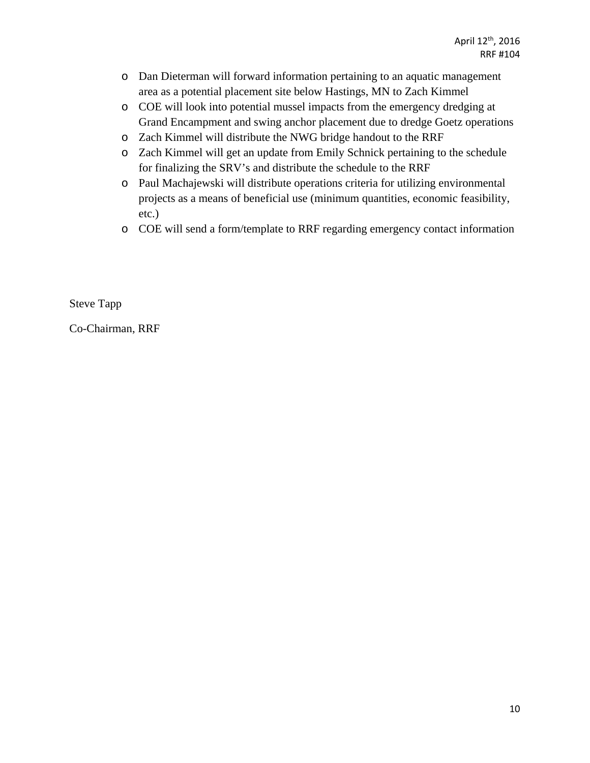- Dan Dieterman will forward information pertaining to an aquatic management area as a potential placement site below Hastings, MN to Zach Kimmel
- COE will look into potential mussel impacts from the emergency dredging at Grand Encampment and swing anchor placement due to dredge Goetz operations
- Zach Kimmel will distribute the NWG bridge handout to the RRF
- Zach Kimmel will get an update from Emily Schnick pertaining to the schedule for finalizing the SRV's and distribute the schedule to the RRF
- Paul Machajewski will distribute operations criteria for utilizing environmental projects as a means of beneficial use (minimum quantities, economic feasibility, etc.)
- COE will send a form/template to RRF regarding emergency contact information

Steve Tapp

Co-Chairman, RRF